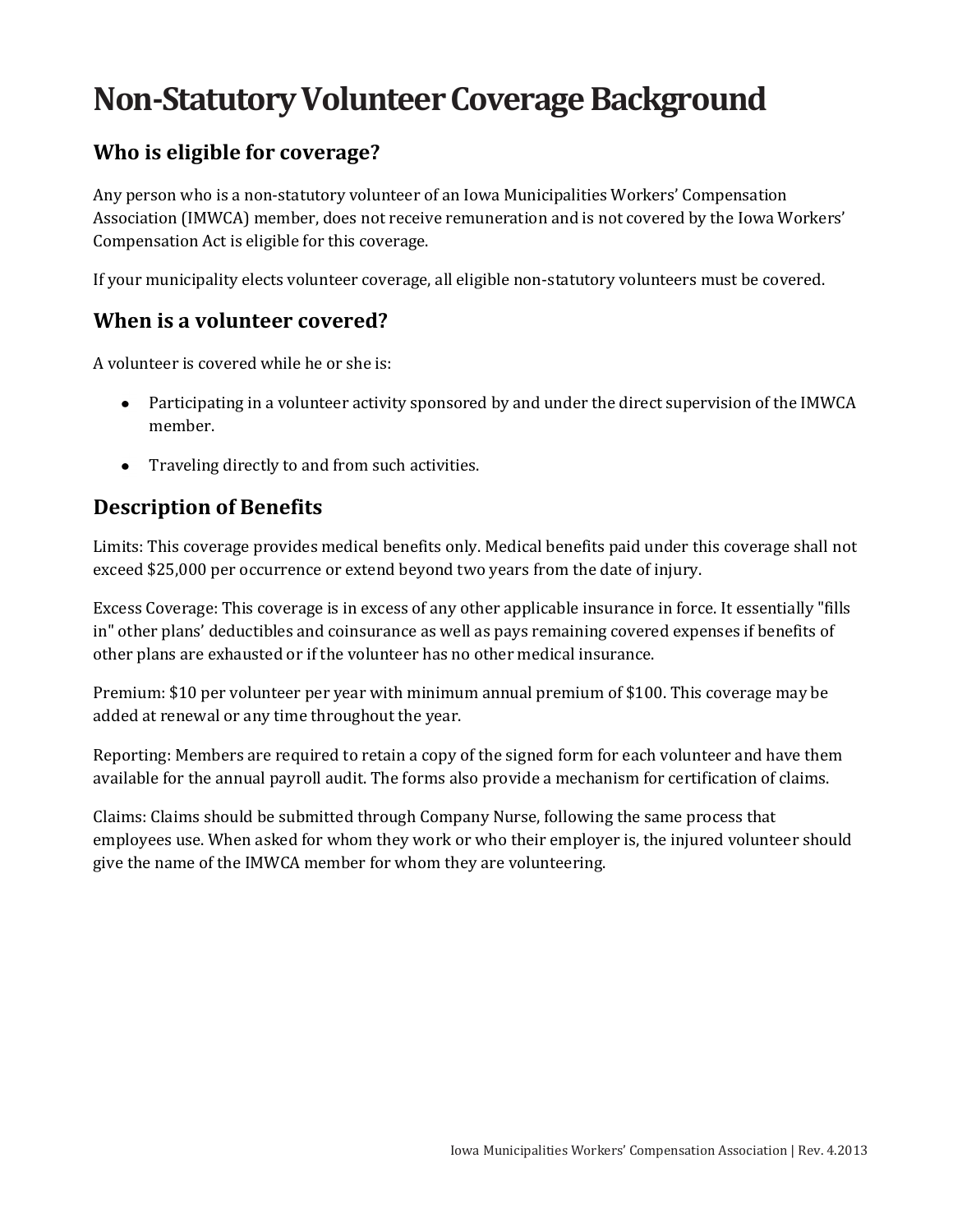# Non-Statutory Volunteer Coverage Background

## Who is eligible for coverage?

Any person who is a non-statutory volunteer of an Iowa Municipalities Workers' Compensation Association (IMWCA) member, does not receive remuneration and is not covered by the Iowa Workers' Compensation Act is eligible for this coverage.

If your municipality elects volunteer coverage, all eligible non-statutory volunteers must be covered.

## When is a volunteer covered?

A volunteer is covered while he or she is:

- Participating in a volunteer activity sponsored by and under the direct supervision of the IMWCA member.
- Traveling directly to and from such activities.

## Description of Benefits

Limits: This coverage provides medical benefits only. Medical benefits paid under this coverage shall not exceed $25,000 per occurrence or extend beyond two years from the date of injury.

Excess Coverage: This coverage is in excess of any other applicable insurance in force. It essentially "fills in" other plans' deductibles and coinsurance as well as pays remaining covered expenses if benefits of other plans are exhausted or if the volunteer has no other medical insurance.

Premium: $10 per volunteer per year with minimum annual premium of $100. This coverage may be added at renewal or any time throughout the year.

Reporting: Members are required to retain a copy of the signed form for each volunteer and have them available for the annual payroll audit. The forms also provide a mechanism for certification of claims.

Claims: Claims should be submitted through Company Nurse, following the same process that employees use. When asked for whom they work or who their employer is, the injured volunteer should give the name of the IMWCA member for whom they are volunteering.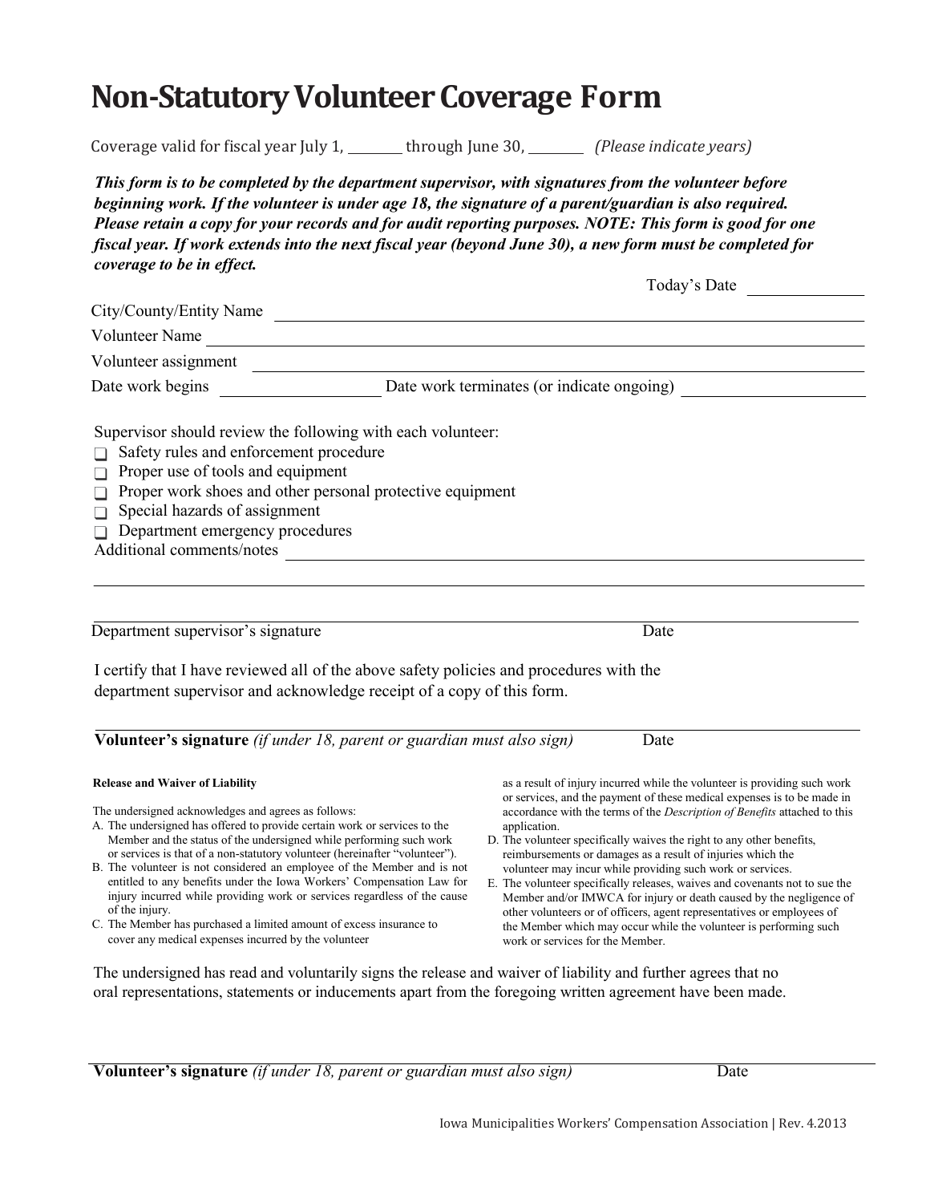# Non-Statutory Volunteer Coverage Form

Coverage valid for fiscal year July 1, ________ through June 30, ________ *(Please indicate years)*

***This form is to be completed by the department supervisor, with signatures from the volunteer before beginning work. If the volunteer is under age 18, the signature of a parent/guardian is also required. Please retain a copy for your records and for audit reporting purposes. NOTE: This form is good for one fiscal year. If work extends into the next fiscal year (beyond June 30), a new form must be completed for coverage to be in effect.***

Today's Date ______________

City/County/Entity Name ________________________________________________

Volunteer Name ________________________________________________

Volunteer assignment ________________________________________________

Date work begins ____________________ Date work terminates (or indicate ongoing) ____________________

Supervisor should review the following with each volunteer:

- ☐ Safety rules and enforcement procedure
- ☐ Proper use of tools and equipment
- ☐ Proper work shoes and other personal protective equipment
- ☐ Special hazards of assignment
- ☐ Department emergency procedures

Additional comments/notes ________________________________________________

________________________________________________

________________________________________________
Department supervisor's signature Date

I certify that I have reviewed all of the above safety policies and procedures with the department supervisor and acknowledge receipt of a copy of this form.

________________________________________________
**Volunteer's signature** *(if under 18, parent or guardian must also sign)* Date

**Release and Waiver of Liability**

The undersigned acknowledges and agrees as follows:

A. The undersigned has offered to provide certain work or services to the Member and the status of the undersigned while performing such work or services is that of a non-statutory volunteer (hereinafter "volunteer").
B. The volunteer is not considered an employee of the Member and is not entitled to any benefits under the Iowa Workers' Compensation Law for injury incurred while providing work or services regardless of the cause of the injury.
C. The Member has purchased a limited amount of excess insurance to cover any medical expenses incurred by the volunteer as a result of injury incurred while the volunteer is providing such work or services, and the payment of these medical expenses is to be made in accordance with the terms of the *Description of Benefits* attached to this application.
D. The volunteer specifically waives the right to any other benefits, reimbursements or damages as a result of injuries which the volunteer may incur while providing such work or services.
E. The volunteer specifically releases, waives and covenants not to sue the Member and/or IMWCA for injury or death caused by the negligence of other volunteers or of officers, agent representatives or employees of the Member which may occur while the volunteer is performing such work or services for the Member.

The undersigned has read and voluntarily signs the release and waiver of liability and further agrees that no oral representations, statements or inducements apart from the foregoing written agreement have been made.

________________________________________________
**Volunteer's signature** *(if under 18, parent or guardian must also sign)* Date

Iowa Municipalities Workers' Compensation Association | Rev. 4.2013